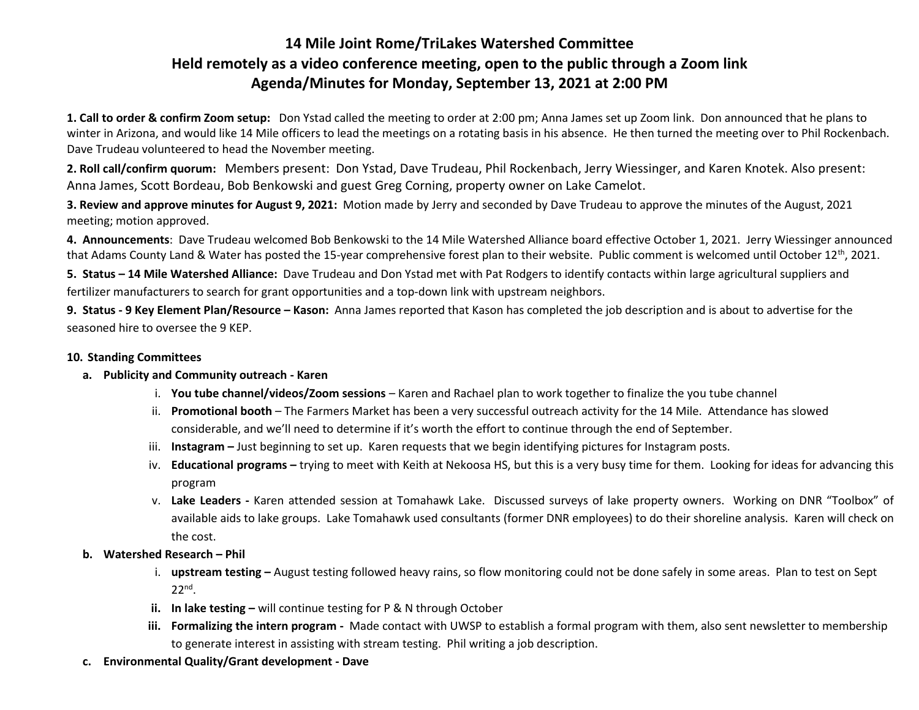# 14 Mile Joint Rome/TriLakes Watershed Committee
## Held remotely as a video conference meeting, open to the public through a Zoom link
## Agenda/Minutes for Monday, September 13, 2021 at 2:00 PM

**1. Call to order & confirm Zoom setup:** Don Ystad called the meeting to order at 2:00 pm; Anna James set up Zoom link. Don announced that he plans to winter in Arizona, and would like 14 Mile officers to lead the meetings on a rotating basis in his absence. He then turned the meeting over to Phil Rockenbach. Dave Trudeau volunteered to head the November meeting.

**2. Roll call/confirm quorum:** Members present: Don Ystad, Dave Trudeau, Phil Rockenbach, Jerry Wiessinger, and Karen Knotek. Also present: Anna James, Scott Bordeau, Bob Benkowski and guest Greg Corning, property owner on Lake Camelot.

**3. Review and approve minutes for August 9, 2021:** Motion made by Jerry and seconded by Dave Trudeau to approve the minutes of the August, 2021 meeting; motion approved.

**4. Announcements**: Dave Trudeau welcomed Bob Benkowski to the 14 Mile Watershed Alliance board effective October 1, 2021. Jerry Wiessinger announced that Adams County Land & Water has posted the 15-year comprehensive forest plan to their website. Public comment is welcomed until October 12th, 2021.

**5. Status – 14 Mile Watershed Alliance:** Dave Trudeau and Don Ystad met with Pat Rodgers to identify contacts within large agricultural suppliers and fertilizer manufacturers to search for grant opportunities and a top-down link with upstream neighbors.

**9. Status - 9 Key Element Plan/Resource – Kason:** Anna James reported that Kason has completed the job description and is about to advertise for the seasoned hire to oversee the 9 KEP.

**10. Standing Committees**

- **a. Publicity and Community outreach - Karen**
  - i. **You tube channel/videos/Zoom sessions** – Karen and Rachael plan to work together to finalize the you tube channel
  - ii. **Promotional booth** – The Farmers Market has been a very successful outreach activity for the 14 Mile. Attendance has slowed considerable, and we'll need to determine if it's worth the effort to continue through the end of September.
  - iii. **Instagram –** Just beginning to set up. Karen requests that we begin identifying pictures for Instagram posts.
  - iv. **Educational programs –** trying to meet with Keith at Nekoosa HS, but this is a very busy time for them. Looking for ideas for advancing this program
  - v. **Lake Leaders -** Karen attended session at Tomahawk Lake. Discussed surveys of lake property owners. Working on DNR "Toolbox" of available aids to lake groups. Lake Tomahawk used consultants (former DNR employees) to do their shoreline analysis. Karen will check on the cost.
- **b. Watershed Research – Phil**
  - i. **upstream testing –** August testing followed heavy rains, so flow monitoring could not be done safely in some areas. Plan to test on Sept 22nd.
  - ii. **In lake testing –** will continue testing for P & N through October
  - iii. **Formalizing the intern program -** Made contact with UWSP to establish a formal program with them, also sent newsletter to membership to generate interest in assisting with stream testing. Phil writing a job description.
- **c. Environmental Quality/Grant development - Dave**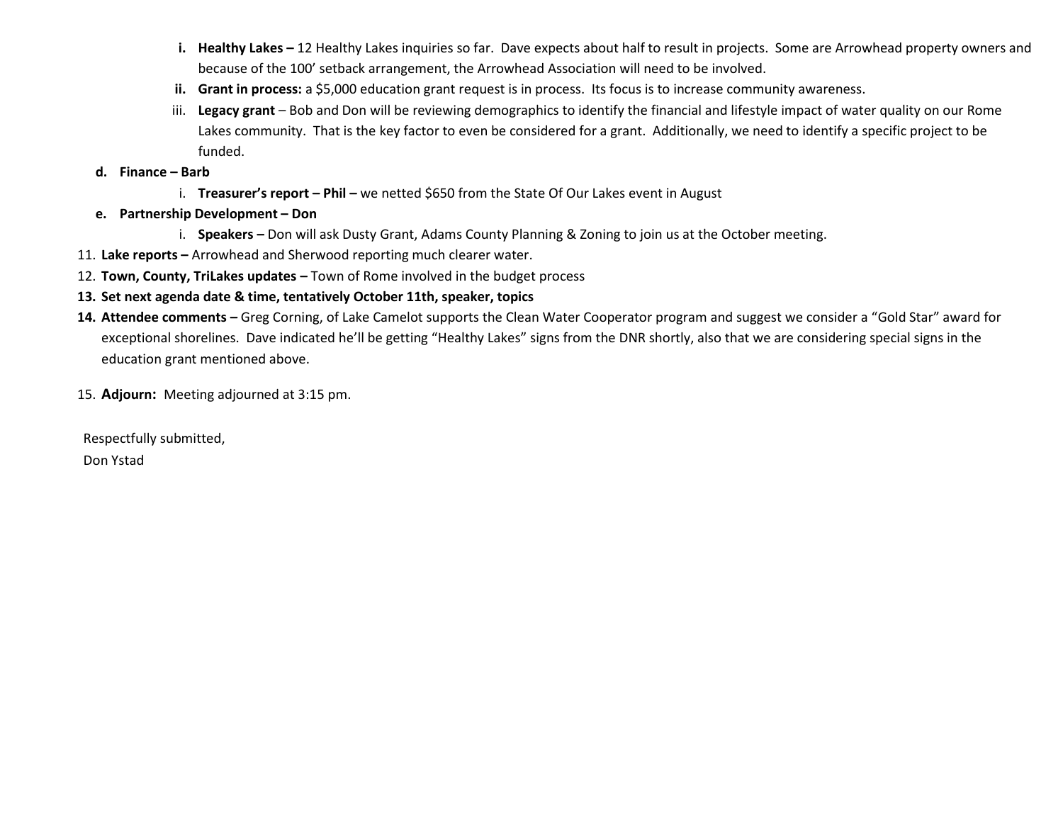i. **Healthy Lakes –** 12 Healthy Lakes inquiries so far. Dave expects about half to result in projects. Some are Arrowhead property owners and because of the 100' setback arrangement, the Arrowhead Association will need to be involved.
   ii. **Grant in process:** a $5,000 education grant request is in process. Its focus is to increase community awareness.
   iii. **Legacy grant** – Bob and Don will be reviewing demographics to identify the financial and lifestyle impact of water quality on our Rome Lakes community. That is the key factor to even be considered for a grant. Additionally, we need to identify a specific project to be funded.

   d. **Finance – Barb**
      i. **Treasurer's report – Phil –** we netted $650 from the State Of Our Lakes event in August

   e. **Partnership Development – Don**
      i. **Speakers –** Don will ask Dusty Grant, Adams County Planning & Zoning to join us at the October meeting.

11. **Lake reports –** Arrowhead and Sherwood reporting much clearer water.
12. **Town, County, TriLakes updates –** Town of Rome involved in the budget process
13. **Set next agenda date & time, tentatively October 11th, speaker, topics**
14. **Attendee comments –** Greg Corning, of Lake Camelot supports the Clean Water Cooperator program and suggest we consider a "Gold Star" award for exceptional shorelines. Dave indicated he'll be getting "Healthy Lakes" signs from the DNR shortly, also that we are considering special signs in the education grant mentioned above.
15. **Adjourn:** Meeting adjourned at 3:15 pm.

Respectfully submitted,
Don Ystad